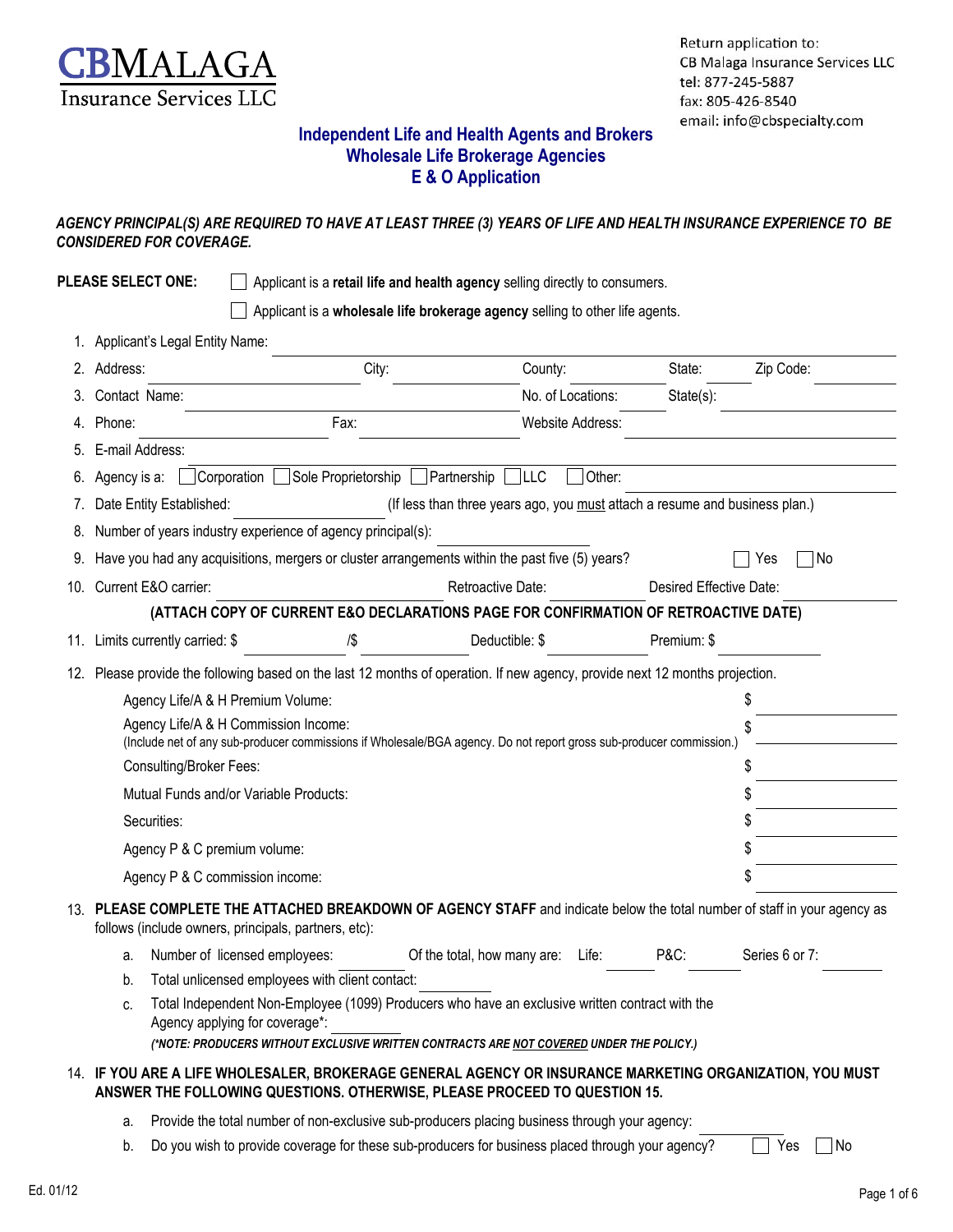**CBMALAGA**
Insurance Services LLC

Return application to:
CB Malaga Insurance Services LLC
tel: 877-245-5887
fax: 805-426-8540
email: info@cbspecialty.com

# Independent Life and Health Agents and Brokers
# Wholesale Life Brokerage Agencies
# E & O Application

***AGENCY PRINCIPAL(S) ARE REQUIRED TO HAVE AT LEAST THREE (3) YEARS OF LIFE AND HEALTH INSURANCE EXPERIENCE TO BE CONSIDERED FOR COVERAGE.***

**PLEASE SELECT ONE:**

☐ Applicant is a **retail life and health agency** selling directly to consumers.

☐ Applicant is a **wholesale life brokerage agency** selling to other life agents.

1. Applicant's Legal Entity Name: ______________________
2. Address: __________ City: __________ County: __________ State: ______ Zip Code: ______
3. Contact Name: ______________________ No. of Locations: ______ State(s): __________
4. Phone: __________ Fax: __________ Website Address: __________
5. E-mail Address: ______________________
6. Agency is a: ☐ Corporation ☐ Sole Proprietorship ☐ Partnership ☐ LLC ☐ Other: __________
7. Date Entity Established: __________ (If less than three years ago, you must attach a resume and business plan.)
8. Number of years industry experience of agency principal(s): __________
9. Have you had any acquisitions, mergers or cluster arrangements within the past five (5) years? ☐ Yes ☐ No
10. Current E&O carrier: __________ Retroactive Date: __________ Desired Effective Date: __________

    **(ATTACH COPY OF CURRENT E&O DECLARATIONS PAGE FOR CONFIRMATION OF RETROACTIVE DATE)**

11. Limits currently carried: $ __________ /$ __________ Deductible: $ __________ Premium: $ __________
12. Please provide the following based on the last 12 months of operation. If new agency, provide next 12 months projection.

    | | |
    |---|---|
    | Agency Life/A & H Premium Volume: | $ |
    | Agency Life/A & H Commission Income: (Include net of any sub-producer commissions if Wholesale/BGA agency. Do not report gross sub-producer commission.) | $ |
    | Consulting/Broker Fees: | $ |
    | Mutual Funds and/or Variable Products: | $ |
    | Securities: | $ |
    | Agency P & C premium volume: | $ |
    | Agency P & C commission income: | $ |

13. **PLEASE COMPLETE THE ATTACHED BREAKDOWN OF AGENCY STAFF** and indicate below the total number of staff in your agency as follows (include owners, principals, partners, etc):

    a. Number of licensed employees: ______ Of the total, how many are: Life: ______ P&C: ______ Series 6 or 7: ______

    b. Total unlicensed employees with client contact: ______

    c. Total Independent Non-Employee (1099) Producers who have an exclusive written contract with the Agency applying for coverage*: ______

    ***(\*NOTE: PRODUCERS WITHOUT EXCLUSIVE WRITTEN CONTRACTS ARE NOT COVERED UNDER THE POLICY.)***

14. **IF YOU ARE A LIFE WHOLESALER, BROKERAGE GENERAL AGENCY OR INSURANCE MARKETING ORGANIZATION, YOU MUST ANSWER THE FOLLOWING QUESTIONS. OTHERWISE, PLEASE PROCEED TO QUESTION 15.**

    a. Provide the total number of non-exclusive sub-producers placing business through your agency: ______

    b. Do you wish to provide coverage for these sub-producers for business placed through your agency? ☐ Yes ☐ No

Ed. 01/12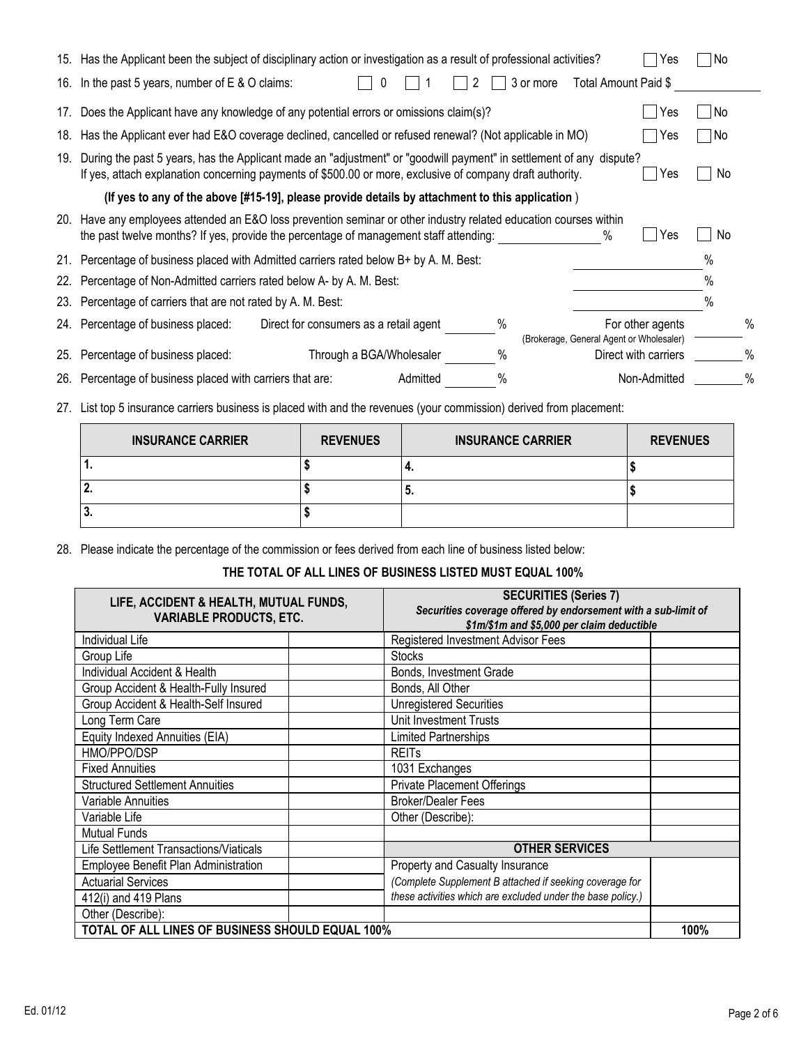15. Has the Applicant been the subject of disciplinary action or investigation as a result of professional activities? ☐ Yes ☐ No

16. In the past 5 years, number of E & O claims: ☐ 0 ☐ 1 ☐ 2 ☐ 3 or more Total Amount Paid $ ____________

17. Does the Applicant have any knowledge of any potential errors or omissions claim(s)? ☐ Yes ☐ No

18. Has the Applicant ever had E&O coverage declined, cancelled or refused renewal? (Not applicable in MO) ☐ Yes ☐ No

19. During the past 5 years, has the Applicant made an "adjustment" or "goodwill payment" in settlement of any dispute? If yes, attach explanation concerning payments of $500.00 or more, exclusive of company draft authority. ☐ Yes ☐ No

**(If yes to any of the above [#15-19], please provide details by attachment to this application )**

20. Have any employees attended an E&O loss prevention seminar or other industry related education courses within the past twelve months? If yes, provide the percentage of management staff attending: ________ % ☐ Yes ☐ No

21. Percentage of business placed with Admitted carriers rated below B+ by A. M. Best: ________ %

22. Percentage of Non-Admitted carriers rated below A- by A. M. Best: ________ %

23. Percentage of carriers that are not rated by A. M. Best: ________ %

24. Percentage of business placed: Direct for consumers as a retail agent ______ % For other agents (Brokerage, General Agent or Wholesaler) ______ %

25. Percentage of business placed: Through a BGA/Wholesaler ______ % Direct with carriers ______ %

26. Percentage of business placed with carriers that are: Admitted ______ % Non-Admitted ______ %

27. List top 5 insurance carriers business is placed with and the revenues (your commission) derived from placement:

| INSURANCE CARRIER | REVENUES | INSURANCE CARRIER | REVENUES |
|---|---|---|---|
| 1. | $ | 4. | $ |
| 2. | $ | 5. | $ |
| 3. | $ | | |

28. Please indicate the percentage of the commission or fees derived from each line of business listed below:

**THE TOTAL OF ALL LINES OF BUSINESS LISTED MUST EQUAL 100%**

| LIFE, ACCIDENT & HEALTH, MUTUAL FUNDS, VARIABLE PRODUCTS, ETC. | | SECURITIES (Series 7) *Securities coverage offered by endorsement with a sub-limit of $1m/$1m and $5,000 per claim deductible* | |
|---|---|---|---|
| Individual Life | | Registered Investment Advisor Fees | |
| Group Life | | Stocks | |
| Individual Accident & Health | | Bonds, Investment Grade | |
| Group Accident & Health-Fully Insured | | Bonds, All Other | |
| Group Accident & Health-Self Insured | | Unregistered Securities | |
| Long Term Care | | Unit Investment Trusts | |
| Equity Indexed Annuities (EIA) | | Limited Partnerships | |
| HMO/PPO/DSP | | REITs | |
| Fixed Annuities | | 1031 Exchanges | |
| Structured Settlement Annuities | | Private Placement Offerings | |
| Variable Annuities | | Broker/Dealer Fees | |
| Variable Life | | Other (Describe): | |
| Mutual Funds | | | |
| Life Settlement Transactions/Viaticals | | **OTHER SERVICES** | |
| Employee Benefit Plan Administration | | Property and Casualty Insurance | |
| Actuarial Services | | *(Complete Supplement B attached if seeking coverage for* | |
| 412(i) and 419 Plans | | *these activities which are excluded under the base policy.)* | |
| Other (Describe): | | | |
| **TOTAL OF ALL LINES OF BUSINESS SHOULD EQUAL 100%** | | | **100%** |

Ed. 01/12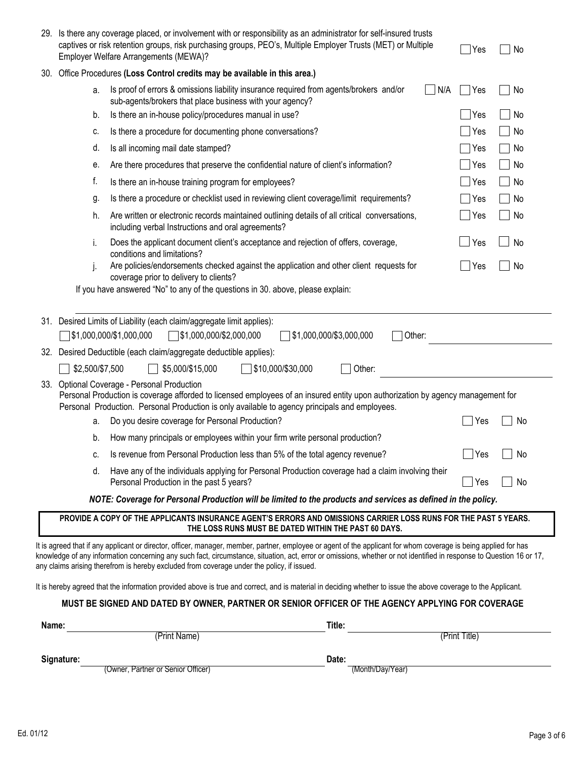29. Is there any coverage placed, or involvement with or responsibility as an administrator for self-insured trusts captives or risk retention groups, risk purchasing groups, PEO's, Multiple Employer Trusts (MET) or Multiple Employer Welfare Arrangements (MEWA)? ☐ Yes ☐ No

30. Office Procedures **(Loss Control credits may be available in this area.)**

   a. Is proof of errors & omissions liability insurance required from agents/brokers and/or sub-agents/brokers that place business with your agency? ☐ N/A ☐ Yes ☐ No

   b. Is there an in-house policy/procedures manual in use? ☐ Yes ☐ No

   c. Is there a procedure for documenting phone conversations? ☐ Yes ☐ No

   d. Is all incoming mail date stamped? ☐ Yes ☐ No

   e. Are there procedures that preserve the confidential nature of client's information? ☐ Yes ☐ No

   f. Is there an in-house training program for employees? ☐ Yes ☐ No

   g. Is there a procedure or checklist used in reviewing client coverage/limit requirements? ☐ Yes ☐ No

   h. Are written or electronic records maintained outlining details of all critical conversations, including verbal Instructions and oral agreements? ☐ Yes ☐ No

   i. Does the applicant document client's acceptance and rejection of offers, coverage, conditions and limitations? ☐ Yes ☐ No

   j. Are policies/endorsements checked against the application and other client requests for coverage prior to delivery to clients? ☐ Yes ☐ No

   If you have answered "No" to any of the questions in 30. above, please explain: ______________________________

31. Desired Limits of Liability (each claim/aggregate limit applies):

   ☐ $1,000,000/$1,000,000 ☐ $1,000,000/$2,000,000 ☐ $1,000,000/$3,000,000 ☐ Other: ______________

32. Desired Deductible (each claim/aggregate deductible applies):

   ☐ $2,500/$7,500 ☐ $5,000/$15,000 ☐ $10,000/$30,000 ☐ Other: ______________

33. Optional Coverage - Personal Production
   Personal Production is coverage afforded to licensed employees of an insured entity upon authorization by agency management for Personal Production. Personal Production is only available to agency principals and employees.

   a. Do you desire coverage for Personal Production? ☐ Yes ☐ No

   b. How many principals or employees within your firm write personal production? ______________

   c. Is revenue from Personal Production less than 5% of the total agency revenue? ☐ Yes ☐ No

   d. Have any of the individuals applying for Personal Production coverage had a claim involving their Personal Production in the past 5 years? ☐ Yes ☐ No

   ***NOTE: Coverage for Personal Production will be limited to the products and services as defined in the policy.***

**PROVIDE A COPY OF THE APPLICANTS INSURANCE AGENT'S ERRORS AND OMISSIONS CARRIER LOSS RUNS FOR THE PAST 5 YEARS. THE LOSS RUNS MUST BE DATED WITHIN THE PAST 60 DAYS.**

It is agreed that if any applicant or director, officer, manager, member, partner, employee or agent of the applicant for whom coverage is being applied for has knowledge of any information concerning any such fact, circumstance, situation, act, error or omissions, whether or not identified in response to Question 16 or 17, any claims arising therefrom is hereby excluded from coverage under the policy, if issued.

It is hereby agreed that the information provided above is true and correct, and is material in deciding whether to issue the above coverage to the Applicant.

**MUST BE SIGNED AND DATED BY OWNER, PARTNER OR SENIOR OFFICER OF THE AGENCY APPLYING FOR COVERAGE**

**Name:** ______________________________ (Print Name) **Title:** ______________________________ (Print Title)

**Signature:** ______________________________ (Owner, Partner or Senior Officer) **Date:** ______________________________ (Month/Day/Year)

Ed. 01/12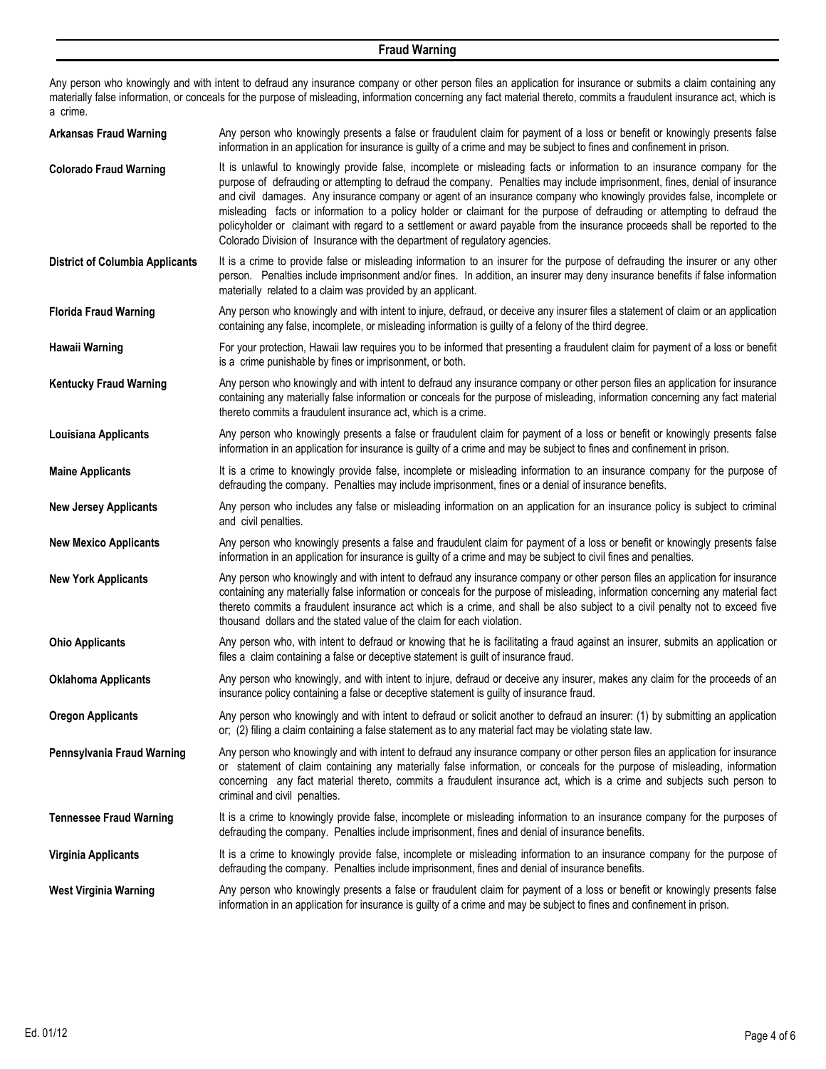## Fraud Warning

Any person who knowingly and with intent to defraud any insurance company or other person files an application for insurance or submits a claim containing any materially false information, or conceals for the purpose of misleading, information concerning any fact material thereto, commits a fraudulent insurance act, which is a crime.

**Arkansas Fraud Warning** — Any person who knowingly presents a false or fraudulent claim for payment of a loss or benefit or knowingly presents false information in an application for insurance is guilty of a crime and may be subject to fines and confinement in prison.

**Colorado Fraud Warning** — It is unlawful to knowingly provide false, incomplete or misleading facts or information to an insurance company for the purpose of defrauding or attempting to defraud the company. Penalties may include imprisonment, fines, denial of insurance and civil damages. Any insurance company or agent of an insurance company who knowingly provides false, incomplete or misleading facts or information to a policy holder or claimant for the purpose of defrauding or attempting to defraud the policyholder or claimant with regard to a settlement or award payable from the insurance proceeds shall be reported to the Colorado Division of Insurance with the department of regulatory agencies.

**District of Columbia Applicants** — It is a crime to provide false or misleading information to an insurer for the purpose of defrauding the insurer or any other person. Penalties include imprisonment and/or fines. In addition, an insurer may deny insurance benefits if false information materially related to a claim was provided by an applicant.

**Florida Fraud Warning** — Any person who knowingly and with intent to injure, defraud, or deceive any insurer files a statement of claim or an application containing any false, incomplete, or misleading information is guilty of a felony of the third degree.

**Hawaii Warning** — For your protection, Hawaii law requires you to be informed that presenting a fraudulent claim for payment of a loss or benefit is a crime punishable by fines or imprisonment, or both.

**Kentucky Fraud Warning** — Any person who knowingly and with intent to defraud any insurance company or other person files an application for insurance containing any materially false information or conceals for the purpose of misleading, information concerning any fact material thereto commits a fraudulent insurance act, which is a crime.

**Louisiana Applicants** — Any person who knowingly presents a false or fraudulent claim for payment of a loss or benefit or knowingly presents false information in an application for insurance is guilty of a crime and may be subject to fines and confinement in prison.

**Maine Applicants** — It is a crime to knowingly provide false, incomplete or misleading information to an insurance company for the purpose of defrauding the company. Penalties may include imprisonment, fines or a denial of insurance benefits.

**New Jersey Applicants** — Any person who includes any false or misleading information on an application for an insurance policy is subject to criminal and civil penalties.

**New Mexico Applicants** — Any person who knowingly presents a false and fraudulent claim for payment of a loss or benefit or knowingly presents false information in an application for insurance is guilty of a crime and may be subject to civil fines and penalties.

**New York Applicants** — Any person who knowingly and with intent to defraud any insurance company or other person files an application for insurance containing any materially false information or conceals for the purpose of misleading, information concerning any material fact thereto commits a fraudulent insurance act which is a crime, and shall be also subject to a civil penalty not to exceed five thousand dollars and the stated value of the claim for each violation.

**Ohio Applicants** — Any person who, with intent to defraud or knowing that he is facilitating a fraud against an insurer, submits an application or files a claim containing a false or deceptive statement is guilt of insurance fraud.

**Oklahoma Applicants** — Any person who knowingly, and with intent to injure, defraud or deceive any insurer, makes any claim for the proceeds of an insurance policy containing a false or deceptive statement is guilty of insurance fraud.

**Oregon Applicants** — Any person who knowingly and with intent to defraud or solicit another to defraud an insurer: (1) by submitting an application or; (2) filing a claim containing a false statement as to any material fact may be violating state law.

**Pennsylvania Fraud Warning** — Any person who knowingly and with intent to defraud any insurance company or other person files an application for insurance or statement of claim containing any materially false information, or conceals for the purpose of misleading, information concerning any fact material thereto, commits a fraudulent insurance act, which is a crime and subjects such person to criminal and civil penalties.

**Tennessee Fraud Warning** — It is a crime to knowingly provide false, incomplete or misleading information to an insurance company for the purposes of defrauding the company. Penalties include imprisonment, fines and denial of insurance benefits.

**Virginia Applicants** — It is a crime to knowingly provide false, incomplete or misleading information to an insurance company for the purpose of defrauding the company. Penalties include imprisonment, fines and denial of insurance benefits.

**West Virginia Warning** — Any person who knowingly presents a false or fraudulent claim for payment of a loss or benefit or knowingly presents false information in an application for insurance is guilty of a crime and may be subject to fines and confinement in prison.

Ed. 01/12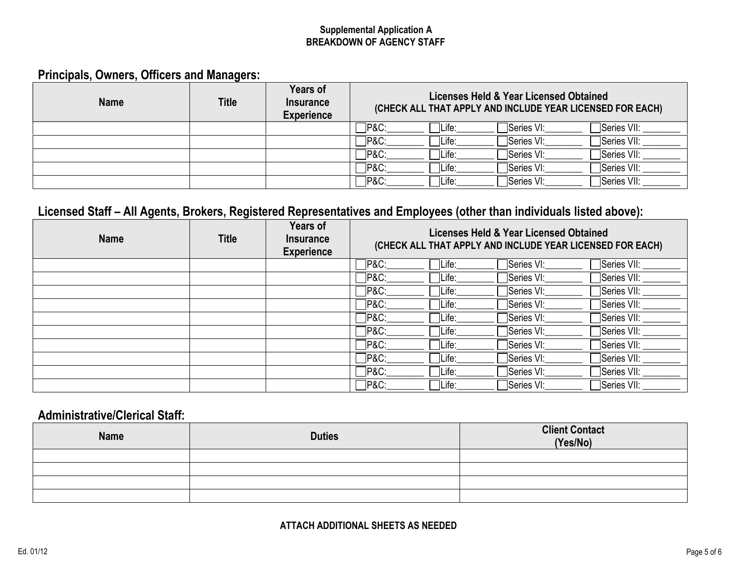**Supplemental Application A**
**BREAKDOWN OF AGENCY STAFF**

## Principals, Owners, Officers and Managers:

| Name | Title | Years of Insurance Experience | Licenses Held & Year Licensed Obtained (CHECK ALL THAT APPLY AND INCLUDE YEAR LICENSED FOR EACH) |
|---|---|---|---|
| | | | ☐P&C:_______ ☐Life:_______ ☐Series VI:_______ ☐Series VII: _______ |
| | | | ☐P&C:_______ ☐Life:_______ ☐Series VI:_______ ☐Series VII: _______ |
| | | | ☐P&C:_______ ☐Life:_______ ☐Series VI:_______ ☐Series VII: _______ |
| | | | ☐P&C:_______ ☐Life:_______ ☐Series VI:_______ ☐Series VII: _______ |
| | | | ☐P&C:_______ ☐Life:_______ ☐Series VI:_______ ☐Series VII: _______ |

## Licensed Staff – All Agents, Brokers, Registered Representatives and Employees (other than individuals listed above):

| Name | Title | Years of Insurance Experience | Licenses Held & Year Licensed Obtained (CHECK ALL THAT APPLY AND INCLUDE YEAR LICENSED FOR EACH) |
|---|---|---|---|
| | | | ☐P&C:_______ ☐Life:_______ ☐Series VI:_______ ☐Series VII: _______ |
| | | | ☐P&C:_______ ☐Life:_______ ☐Series VI:_______ ☐Series VII: _______ |
| | | | ☐P&C:_______ ☐Life:_______ ☐Series VI:_______ ☐Series VII: _______ |
| | | | ☐P&C:_______ ☐Life:_______ ☐Series VI:_______ ☐Series VII: _______ |
| | | | ☐P&C:_______ ☐Life:_______ ☐Series VI:_______ ☐Series VII: _______ |
| | | | ☐P&C:_______ ☐Life:_______ ☐Series VI:_______ ☐Series VII: _______ |
| | | | ☐P&C:_______ ☐Life:_______ ☐Series VI:_______ ☐Series VII: _______ |
| | | | ☐P&C:_______ ☐Life:_______ ☐Series VI:_______ ☐Series VII: _______ |
| | | | ☐P&C:_______ ☐Life:_______ ☐Series VI:_______ ☐Series VII: _______ |
| | | | ☐P&C:_______ ☐Life:_______ ☐Series VI:_______ ☐Series VII: _______ |

## Administrative/Clerical Staff:

| Name | Duties | Client Contact (Yes/No) |
|---|---|---|
| | | |
| | | |
| | | |
| | | |

**ATTACH ADDITIONAL SHEETS AS NEEDED**

Ed. 01/12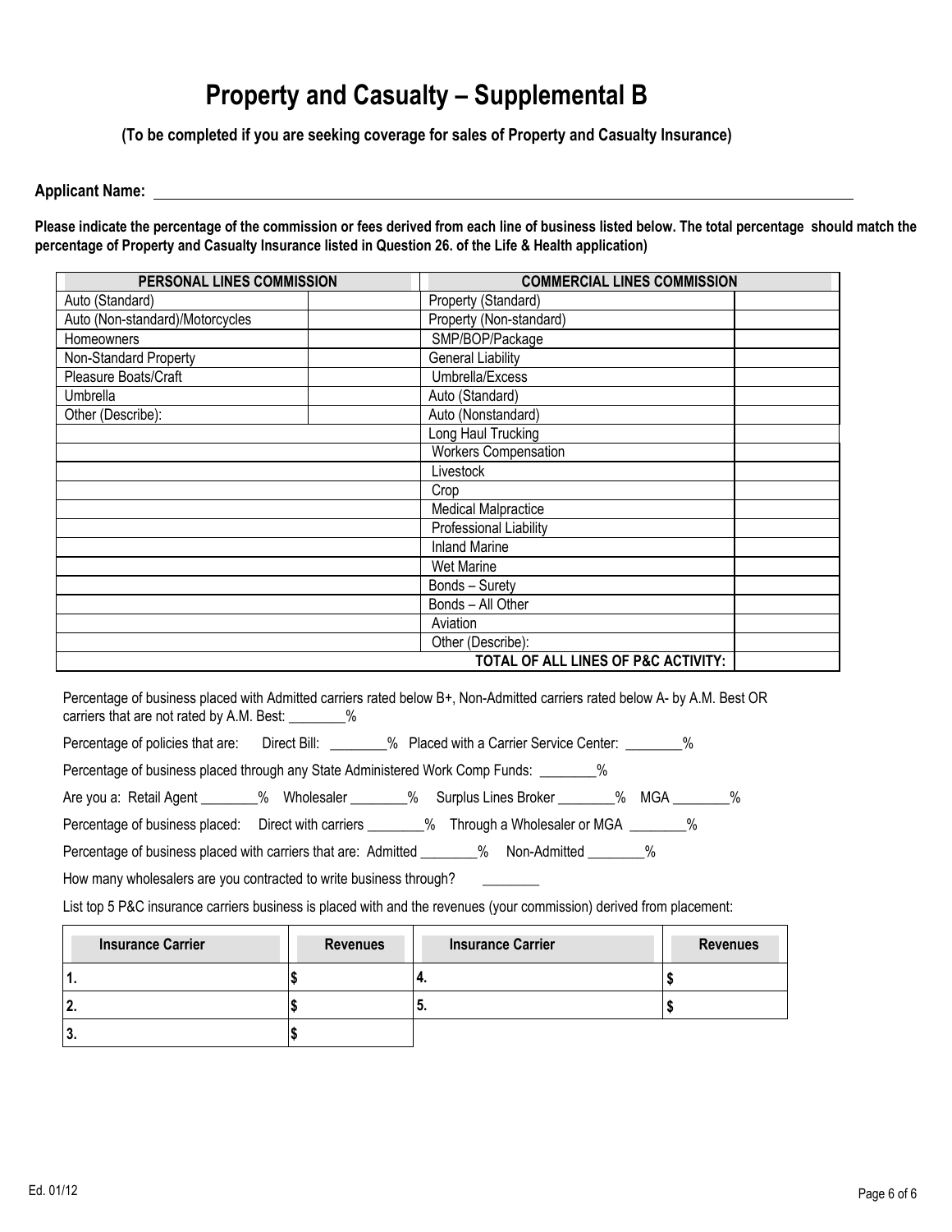# Property and Casualty – Supplemental B

**(To be completed if you are seeking coverage for sales of Property and Casualty Insurance)**

**Applicant Name:** ______________________________________________

**Please indicate the percentage of the commission or fees derived from each line of business listed below. The total percentage should match the percentage of Property and Casualty Insurance listed in Question 26. of the Life & Health application)**

| PERSONAL LINES COMMISSION | | COMMERCIAL LINES COMMISSION | |
|---|---|---|---|
| Auto (Standard) | | Property (Standard) | |
| Auto (Non-standard)/Motorcycles | | Property (Non-standard) | |
| Homeowners | | SMP/BOP/Package | |
| Non-Standard Property | | General Liability | |
| Pleasure Boats/Craft | | Umbrella/Excess | |
| Umbrella | | Auto (Standard) | |
| Other (Describe): | | Auto (Nonstandard) | |
| | | Long Haul Trucking | |
| | | Workers Compensation | |
| | | Livestock | |
| | | Crop | |
| | | Medical Malpractice | |
| | | Professional Liability | |
| | | Inland Marine | |
| | | Wet Marine | |
| | | Bonds – Surety | |
| | | Bonds – All Other | |
| | | Aviation | |
| | | Other (Describe): | |
| | | **TOTAL OF ALL LINES OF P&C ACTIVITY:** | |

Percentage of business placed with Admitted carriers rated below B+, Non-Admitted carriers rated below A- by A.M. Best OR carriers that are not rated by A.M. Best: ________%

Percentage of policies that are: Direct Bill: ________% Placed with a Carrier Service Center: ________%

Percentage of business placed through any State Administered Work Comp Funds: ________%

Are you a: Retail Agent ________% Wholesaler ________% Surplus Lines Broker ________% MGA ________%

Percentage of business placed: Direct with carriers ________% Through a Wholesaler or MGA ________%

Percentage of business placed with carriers that are: Admitted ________% Non-Admitted ________%

How many wholesalers are you contracted to write business through? ________

List top 5 P&C insurance carriers business is placed with and the revenues (your commission) derived from placement:

| Insurance Carrier | Revenues | Insurance Carrier | Revenues |
|---|---|---|---|
| 1. | $ | 4. | $ |
| 2. | $ | 5. | $ |
| 3. | $ | | |

Ed. 01/12